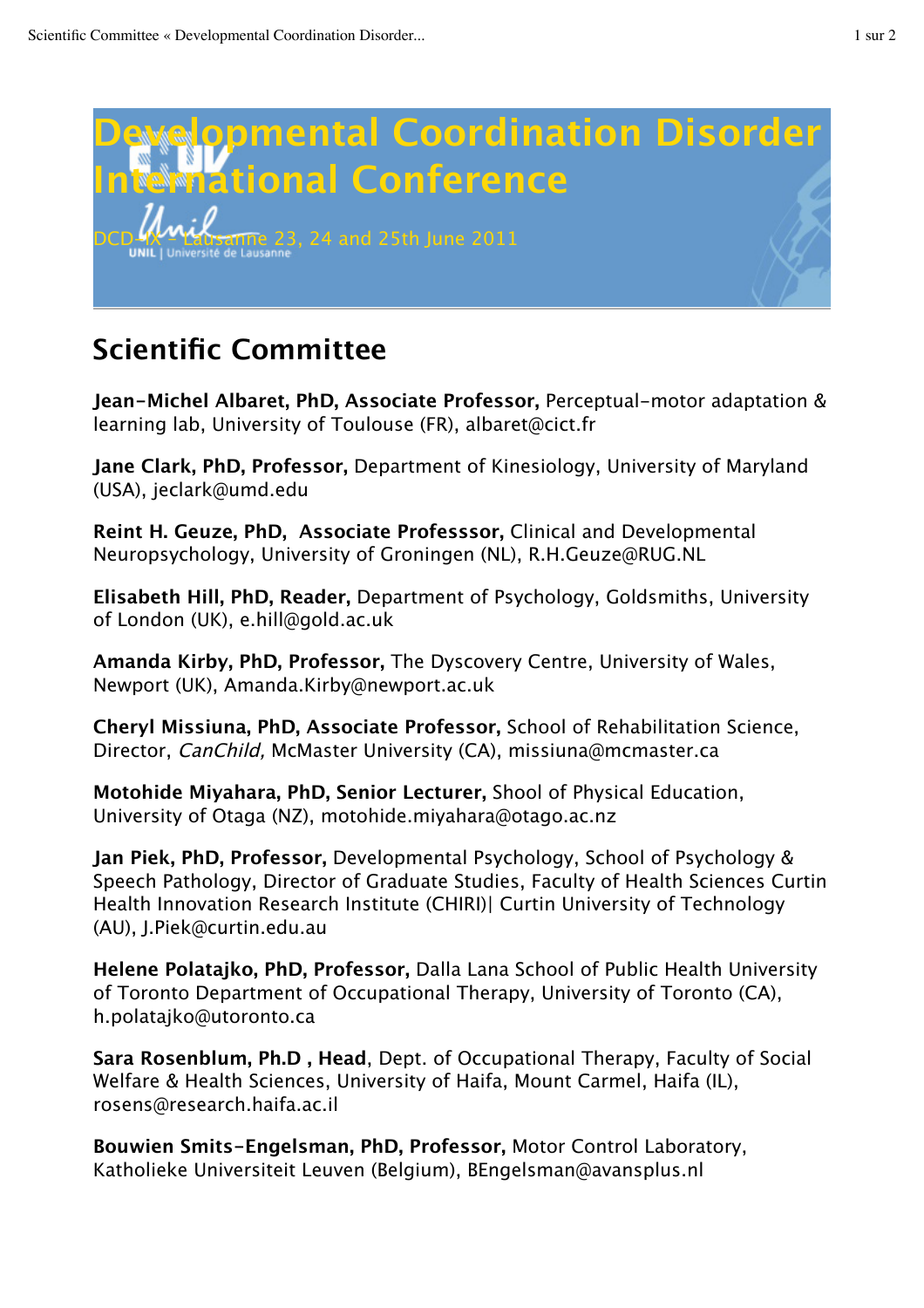# Developmental Coordination Disorder International Conference

DCD-IX - Lausanne 23, 24 and 25th June 2011

UNIL | Université de Lausanne

## Scientific Committee

**Jean-Michel Albaret, PhD, Associate Professor,** Perceptual-motor adaptation & learning lab, University of Toulouse (FR), albaret@cict.fr

**Jane Clark, PhD, Professor,** Department of Kinesiology, University of Maryland (USA), jeclark@umd.edu

**Reint H. Geuze, PhD, Associate Professsor,** Clinical and Developmental Neuropsychology, University of Groningen (NL), R.H.Geuze@RUG.NL

**Elisabeth Hill, PhD, Reader,** Department of Psychology, Goldsmiths, University of London (UK), e.hill@gold.ac.uk

**Amanda Kirby, PhD, Professor,** The Dyscovery Centre, University of Wales, Newport (UK), Amanda.Kirby@newport.ac.uk

**Cheryl Missiuna, PhD, Associate Professor,** School of Rehabilitation Science, Director, *CanChild,* McMaster University (CA), missiuna@mcmaster.ca

**Motohide Miyahara, PhD, Senior Lecturer,** Shool of Physical Education, University of Otaga (NZ), motohide.miyahara@otago.ac.nz

**Jan Piek, PhD, Professor,** Developmental Psychology, School of Psychology & Speech Pathology, Director of Graduate Studies, Faculty of Health Sciences Curtin Health Innovation Research Institute (CHIRI)| Curtin University of Technology (AU), J.Piek@curtin.edu.au

**Helene Polatajko, PhD, Professor,** Dalla Lana School of Public Health University of Toronto Department of Occupational Therapy, University of Toronto (CA), h.polatajko@utoronto.ca

**Sara Rosenblum, Ph.D , Head**, Dept. of Occupational Therapy, Faculty of Social Welfare & Health Sciences, University of Haifa, Mount Carmel, Haifa (IL), rosens@research.haifa.ac.il

**Bouwien Smits-Engelsman, PhD, Professor,** Motor Control Laboratory, Katholieke Universiteit Leuven (Belgium), BEngelsman@avansplus.nl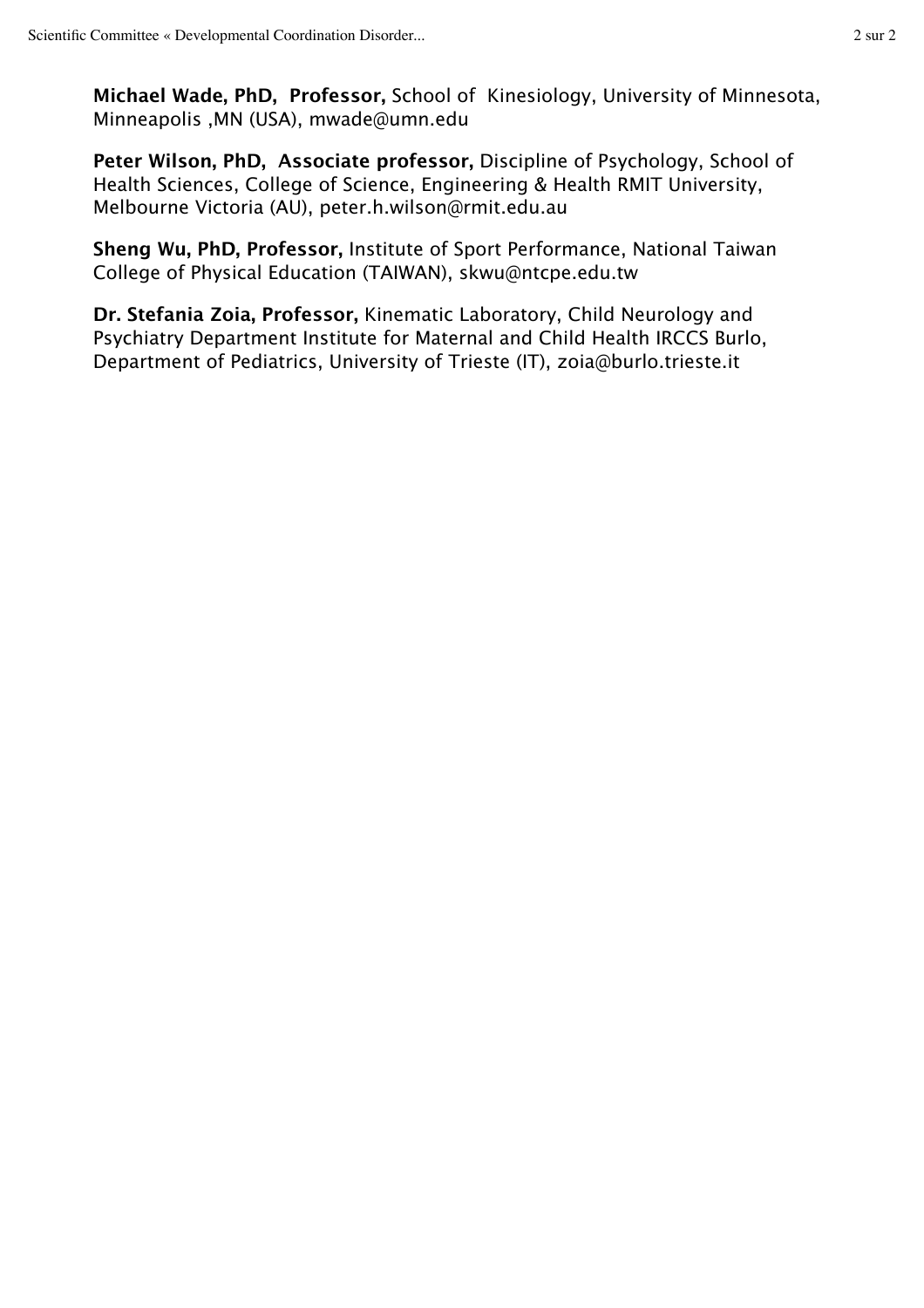**Michael Wade, PhD, Professor,** School of Kinesiology, University of Minnesota, Minneapolis ,MN (USA), mwade@umn.edu

**Peter Wilson, PhD, Associate professor,** Discipline of Psychology, School of Health Sciences, College of Science, Engineering & Health RMIT University, Melbourne Victoria (AU), peter.h.wilson@rmit.edu.au

**Sheng Wu, PhD, Professor,** Institute of Sport Performance, National Taiwan College of Physical Education (TAIWAN), skwu@ntcpe.edu.tw

**Dr. Stefania Zoia, Professor,** Kinematic Laboratory, Child Neurology and Psychiatry Department Institute for Maternal and Child Health IRCCS Burlo, Department of Pediatrics, University of Trieste (IT), zoia@burlo.trieste.it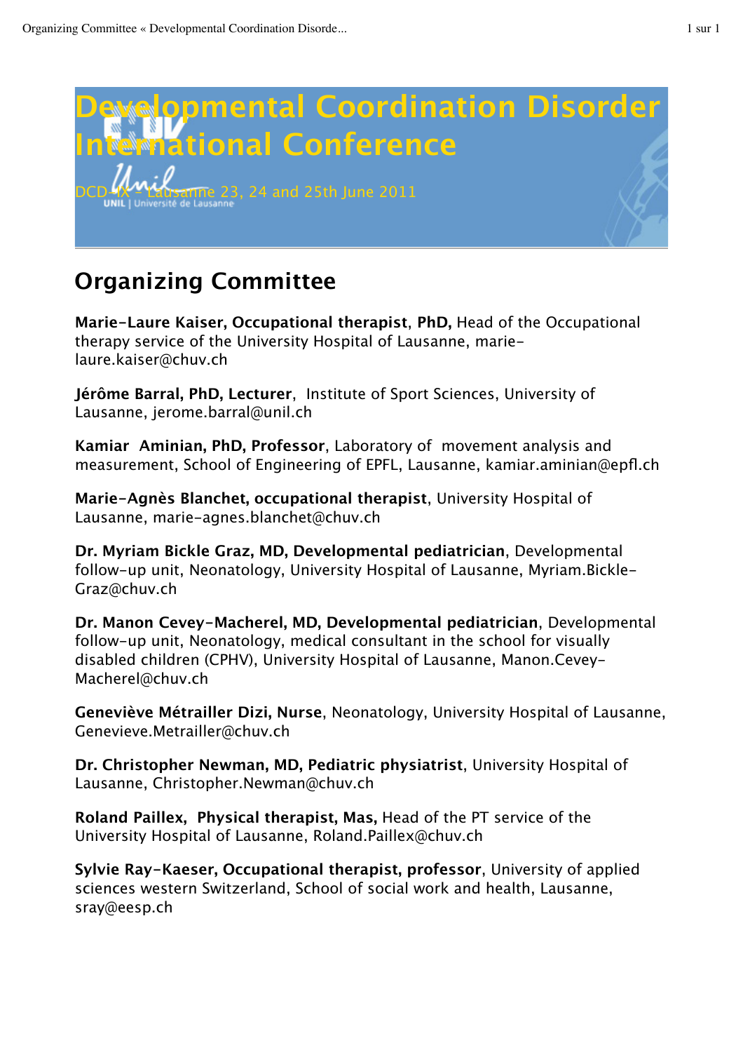# Developmental Coordination Disorder International Conference

DCD-IX - Lausanne 23, 24 and 25th June 2011

## Organizing Committee

**Marie-Laure Kaiser, Occupational therapist**, **PhD,** Head of the Occupational therapy service of the University Hospital of Lausanne, marie-laure.kaiser@chuv.ch

**Jérôme Barral, PhD, Lecturer**, Institute of Sport Sciences, University of Lausanne, jerome.barral@unil.ch

**Kamiar Aminian, PhD, Professor**, Laboratory of movement analysis and measurement, School of Engineering of EPFL, Lausanne, kamiar.aminian@epfl.ch

**Marie-Agnès Blanchet, occupational therapist**, University Hospital of Lausanne, marie-agnes.blanchet@chuv.ch

**Dr. Myriam Bickle Graz, MD, Developmental pediatrician**, Developmental follow-up unit, Neonatology, University Hospital of Lausanne, Myriam.Bickle-Graz@chuv.ch

**Dr. Manon Cevey-Macherel, MD, Developmental pediatrician**, Developmental follow-up unit, Neonatology, medical consultant in the school for visually disabled children (CPHV), University Hospital of Lausanne, Manon.Cevey-Macherel@chuv.ch

**Geneviève Métrailler Dizi, Nurse**, Neonatology, University Hospital of Lausanne, Genevieve.Metrailler@chuv.ch

**Dr. Christopher Newman, MD, Pediatric physiatrist**, University Hospital of Lausanne, Christopher.Newman@chuv.ch

**Roland Paillex, Physical therapist, Mas,** Head of the PT service of the University Hospital of Lausanne, Roland.Paillex@chuv.ch

**Sylvie Ray-Kaeser, Occupational therapist, professor**, University of applied sciences western Switzerland, School of social work and health, Lausanne, sray@eesp.ch